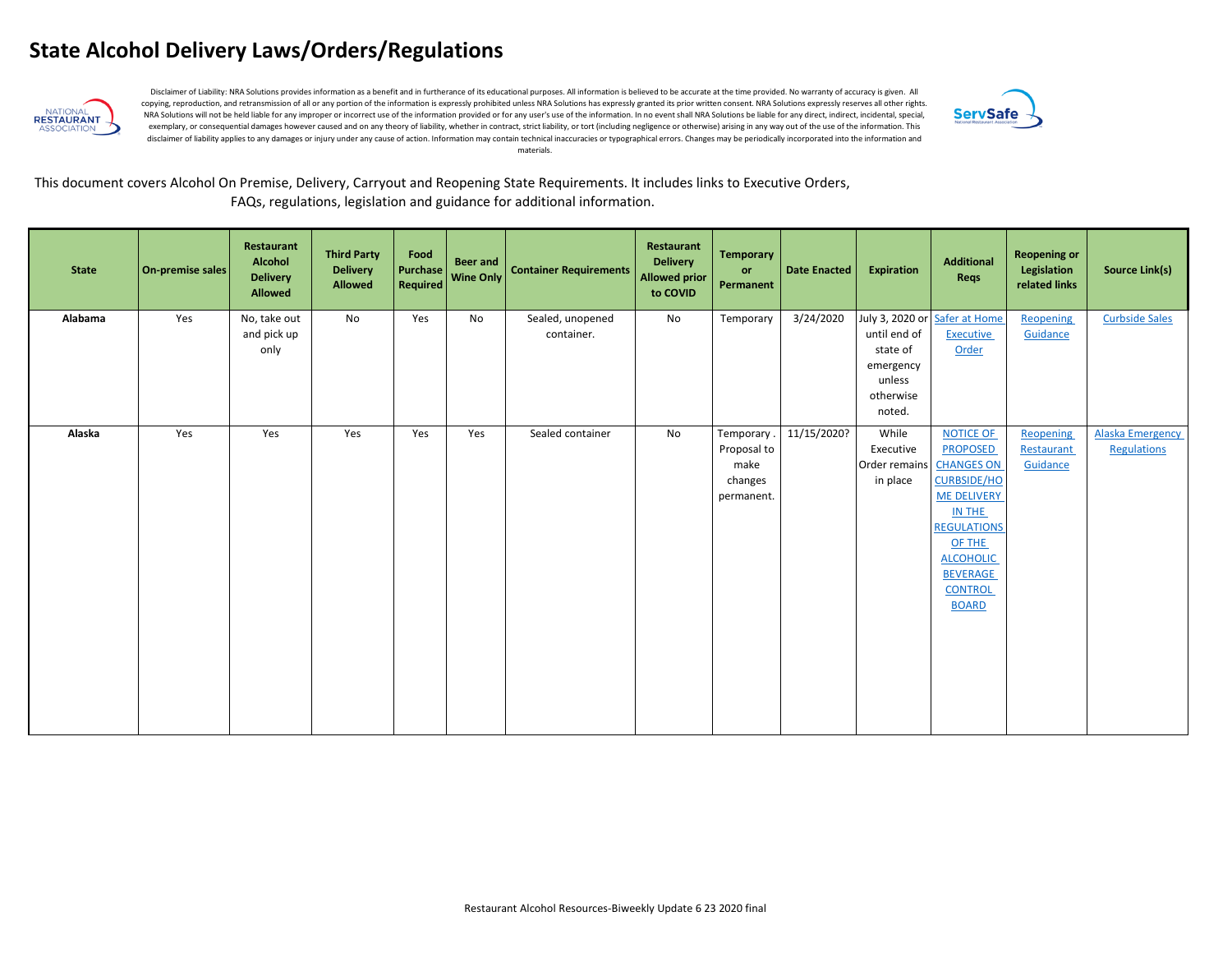# State Alcohol Delivery Laws/Orders/Regulations

Disclaimer of Liability: NRA Solutions provides information as a benefit and in furtherance of its educational purposes. All information is believed to be accurate at the time provided. No warranty of accuracy is given. All copying, reproduction, and retransmission of all or any portion of the information is expressly prohibited unless NRA Solutions has expressly granted its prior written consent. NRA Solutions expressly reserves all other rights. NRA Solutions will not be held liable for any improper or incorrect use of the information provided or for any user's use of the information. In no event shall NRA Solutions be liable for any direct, indirect, incidental, special, exemplary, or consequential damages however caused and on any theory of liability, whether in contract, strict liability, or tort (including negligence or otherwise) arising in any way out of the use of the information. This disclaimer of liability applies to any damages or injury under any cause of action. Information may contain technical inaccuracies or typographical errors. Changes may be periodically incorporated into the information and materials.

This document covers Alcohol On Premise, Delivery, Carryout and Reopening State Requirements. It includes links to Executive Orders, FAQs, regulations, legislation and guidance for additional information.

| State | On-premise sales | Restaurant Alcohol Delivery Allowed | Third Party Delivery Allowed | Food Purchase Required | Beer and Wine Only | Container Requirements | Restaurant Delivery Allowed prior to COVID | Temporary or Permanent | Date Enacted | Expiration | Additional Reqs | Reopening or Legislation related links | Source Link(s) |
|---|---|---|---|---|---|---|---|---|---|---|---|---|---|
| **Alabama** | Yes | No, take out and pick up only | No | Yes | No | Sealed, unopened container. | No | Temporary | 3/24/2020 | July 3, 2020 or until end of state of emergency unless otherwise noted. | Safer at Home Executive Order | Reopening Guidance | Curbside Sales |
| **Alaska** | Yes | Yes | Yes | Yes | Yes | Sealed container | No | Temporary . Proposal to make changes permanent. | 11/15/2020? | While Executive Order remains in place | NOTICE OF PROPOSED CHANGES ON CURBSIDE/HOME DELIVERY IN THE REGULATIONS OF THE ALCOHOLIC BEVERAGE CONTROL BOARD | Reopening Restaurant Guidance | Alaska Emergency Regulations |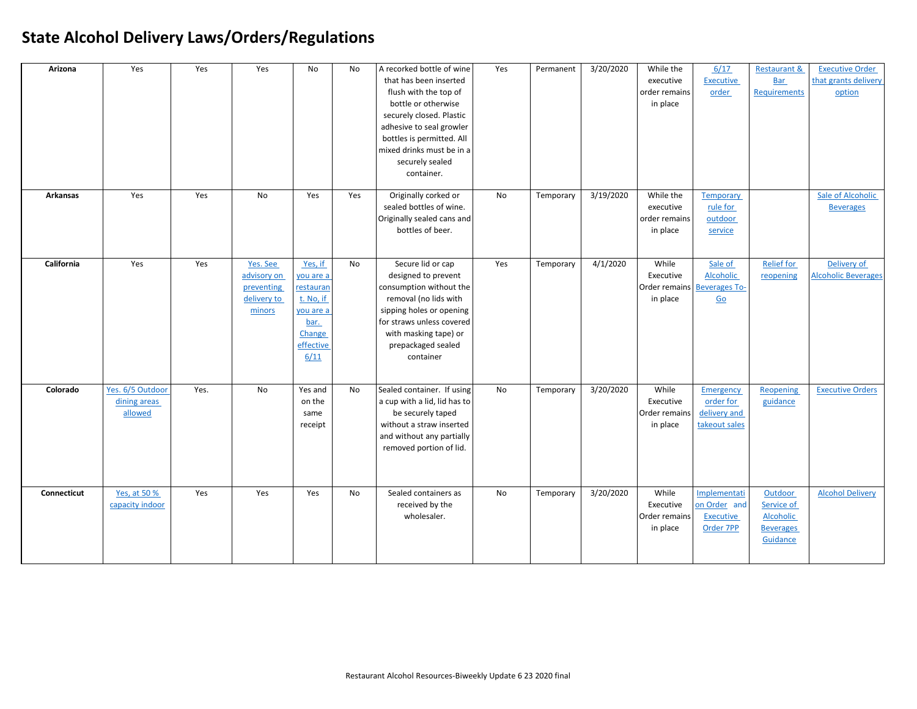# State Alcohol Delivery Laws/Orders/Regulations

| | | | | | | | | | | | | | |
|---|---|---|---|---|---|---|---|---|---|---|---|---|---|
| **Arizona** | Yes | Yes | Yes | No | No | A recorked bottle of wine that has been inserted flush with the top of bottle or otherwise securely closed. Plastic adhesive to seal growler bottles is permitted. All mixed drinks must be in a securely sealed container. | Yes | Permanent | 3/20/2020 | While the executive order remains in place | 6/17 Executive order | Restaurant & Bar Requirements | Executive Order that grants delivery option |
| **Arkansas** | Yes | Yes | No | Yes | Yes | Originally corked or sealed bottles of wine. Originally sealed cans and bottles of beer. | No | Temporary | 3/19/2020 | While the executive order remains in place | Temporary rule for outdoor service | | Sale of Alcoholic Beverages |
| **California** | Yes | Yes | Yes. See advisory on preventing delivery to minors | Yes, if you are a restaurant. No, if you are a bar. Change effective 6/11 | No | Secure lid or cap designed to prevent consumption without the removal (no lids with sipping holes or opening for straws unless covered with masking tape) or prepackaged sealed container | Yes | Temporary | 4/1/2020 | While Executive Order remains in place | Sale of Alcoholic Beverages To-Go | Relief for reopening | Delivery of Alcoholic Beverages |
| **Colorado** | Yes. 6/5 Outdoor dining areas allowed | Yes. | No | Yes and on the same receipt | No | Sealed container. If using a cup with a lid, lid has to be securely taped without a straw inserted and without any partially removed portion of lid. | No | Temporary | 3/20/2020 | While Executive Order remains in place | Emergency order for delivery and takeout sales | Reopening guidance | Executive Orders |
| **Connecticut** | Yes, at 50 % capacity indoor | Yes | Yes | Yes | No | Sealed containers as received by the wholesaler. | No | Temporary | 3/20/2020 | While Executive Order remains in place | Implementation Order and Executive Order 7PP | Outdoor Service of Alcoholic Beverages Guidance | Alcohol Delivery |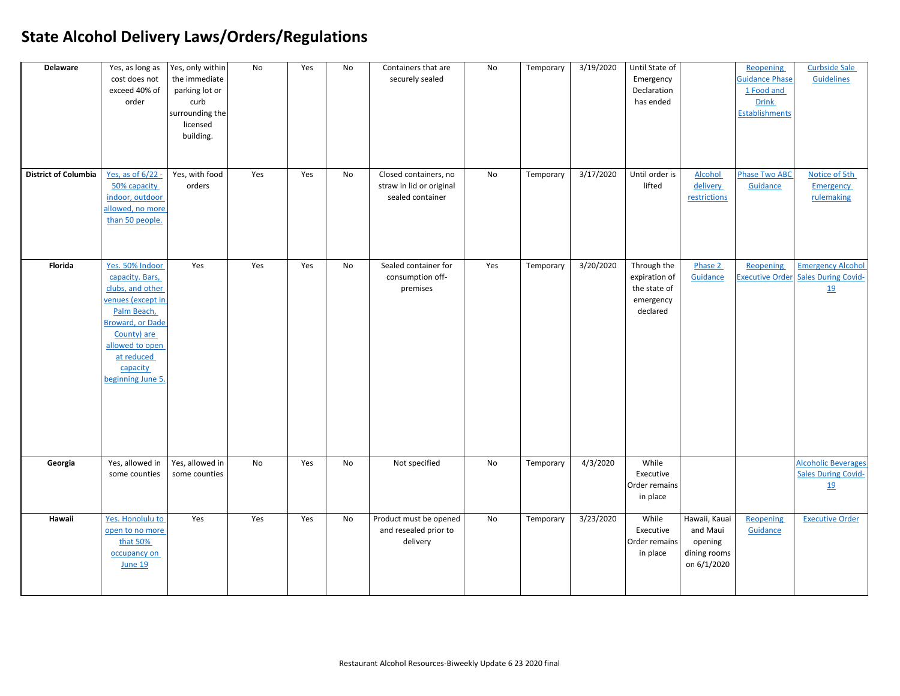# State Alcohol Delivery Laws/Orders/Regulations

| | | | | | | | | | | | | | |
|---|---|---|---|---|---|---|---|---|---|---|---|---|---|
| **Delaware** | Yes, as long as cost does not exceed 40% of order | Yes, only within the immediate parking lot or curb surrounding the licensed building. | No | Yes | No | Containers that are securely sealed | No | Temporary | 3/19/2020 | Until State of Emergency Declaration has ended | | Reopening Guidance Phase 1 Food and Drink Establishments | Curbside Sale Guidelines |
| **District of Columbia** | Yes, as of 6/22 - 50% capacity indoor, outdoor allowed, no more than 50 people. | Yes, with food orders | Yes | Yes | No | Closed containers, no straw in lid or original sealed container | No | Temporary | 3/17/2020 | Until order is lifted | Alcohol delivery restrictions | Phase Two ABC Guidance | Notice of 5th Emergency rulemaking |
| **Florida** | Yes. 50% Indoor capacity. Bars, clubs, and other venues (except in Palm Beach, Broward, or Dade County) are allowed to open at reduced capacity beginning June 5. | Yes | Yes | Yes | No | Sealed container for consumption off-premises | Yes | Temporary | 3/20/2020 | Through the expiration of the state of emergency declared | Phase 2 Guidance | Reopening Executive Order | Emergency Alcohol Sales During Covid-19 |
| **Georgia** | Yes, allowed in some counties | Yes, allowed in some counties | No | Yes | No | Not specified | No | Temporary | 4/3/2020 | While Executive Order remains in place | | | Alcoholic Beverages Sales During Covid-19 |
| **Hawaii** | Yes. Honolulu to open to no more that 50% occupancy on June 19 | Yes | Yes | Yes | No | Product must be opened and resealed prior to delivery | No | Temporary | 3/23/2020 | While Executive Order remains in place | Hawaii, Kauai and Maui opening dining rooms on 6/1/2020 | Reopening Guidance | Executive Order |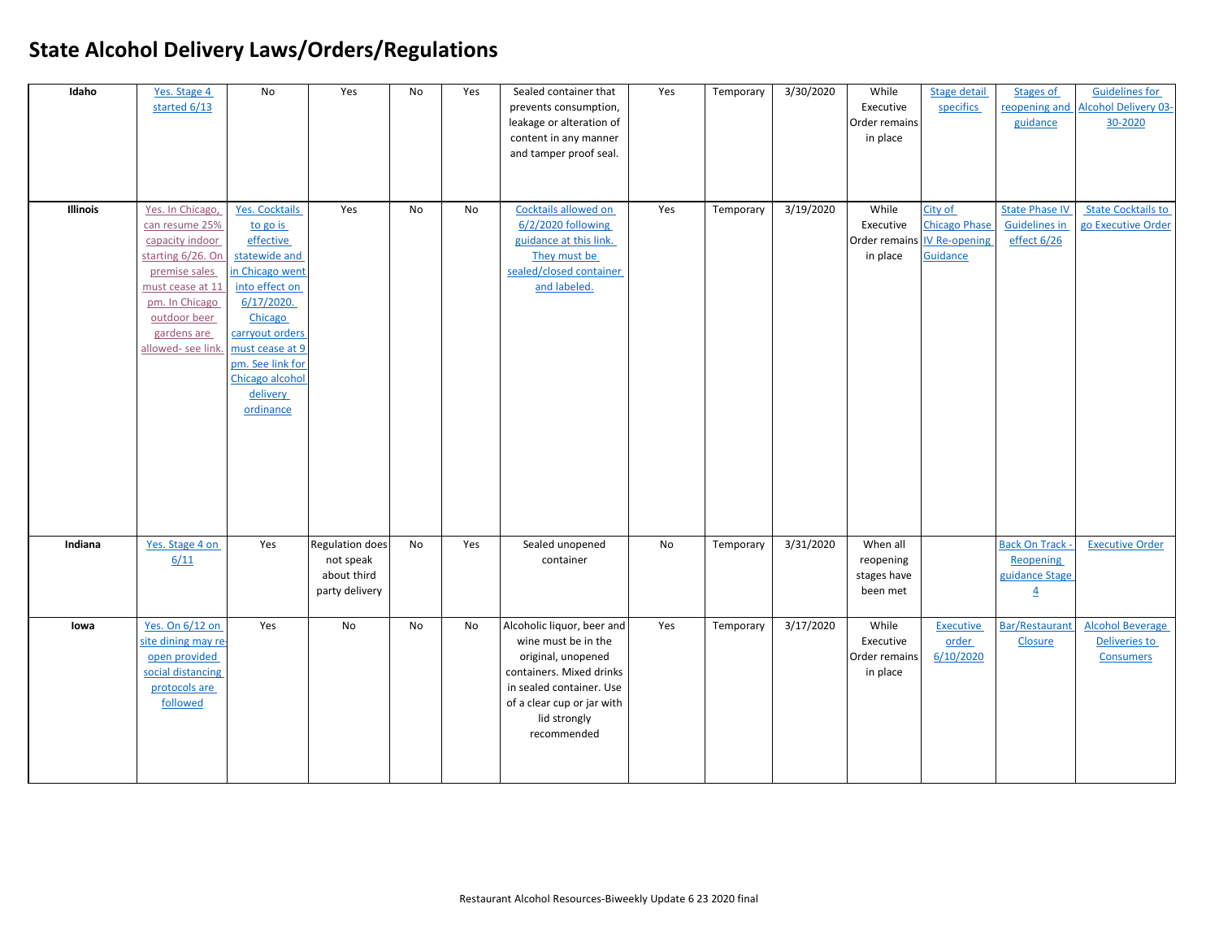# State Alcohol Delivery Laws/Orders/Regulations

| | | | | | | | | | | | | | |
|---|---|---|---|---|---|---|---|---|---|---|---|---|---|
| **Idaho** | Yes. Stage 4 started 6/13 | No | Yes | No | Yes | Sealed container that prevents consumption, leakage or alteration of content in any manner and tamper proof seal. | Yes | Temporary | 3/30/2020 | While Executive Order remains in place | Stage detail specifics | Stages of reopening and guidance | Guidelines for Alcohol Delivery 03-30-2020 |
| **Illinois** | Yes. In Chicago, can resume 25% capacity indoor starting 6/26. On premise sales must cease at 11 pm. In Chicago outdoor beer gardens are allowed- see link. | Yes. Cocktails to go is effective statewide and in Chicago went into effect on 6/17/2020. Chicago carryout orders must cease at 9 pm. See link for Chicago alcohol delivery ordinance | Yes | No | No | Cocktails allowed on 6/2/2020 following guidance at this link. They must be sealed/closed container and labeled. | Yes | Temporary | 3/19/2020 | While Executive Order remains in place | City of Chicago Phase IV Re-opening Guidance | State Phase IV Guidelines in effect 6/26 | State Cocktails to go Executive Order |
| **Indiana** | Yes. Stage 4 on 6/11 | Yes | Regulation does not speak about third party delivery | No | Yes | Sealed unopened container | No | Temporary | 3/31/2020 | When all reopening stages have been met | | Back On Track - Reopening guidance Stage 4 | Executive Order |
| **Iowa** | Yes. On 6/12 on site dining may re-open provided social distancing protocols are followed | Yes | No | No | No | Alcoholic liquor, beer and wine must be in the original, unopened containers. Mixed drinks in sealed container. Use of a clear cup or jar with lid strongly recommended | Yes | Temporary | 3/17/2020 | While Executive Order remains in place | Executive order 6/10/2020 | Bar/Restaurant Closure | Alcohol Beverage Deliveries to Consumers |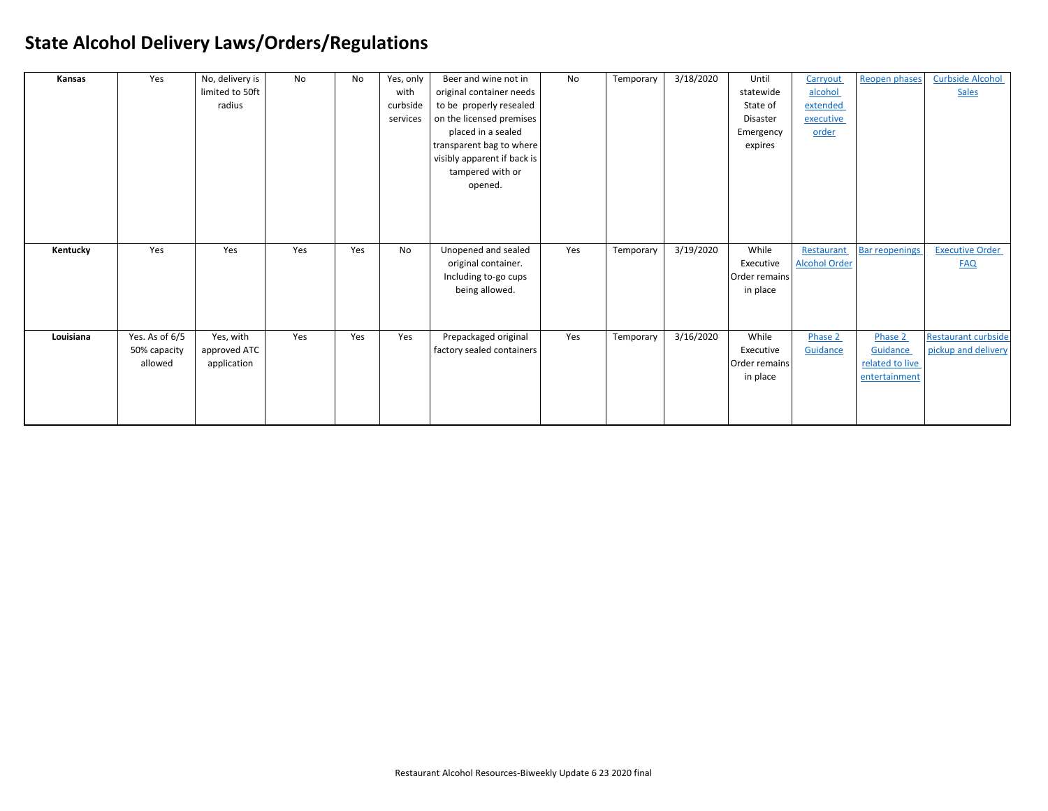# State Alcohol Delivery Laws/Orders/Regulations

| | | | | | | | | | | | | | |
|---|---|---|---|---|---|---|---|---|---|---|---|---|---|
| **Kansas** | Yes | No, delivery is limited to 50ft radius | No | No | Yes, only with curbside services | Beer and wine not in original container needs to be properly resealed on the licensed premises placed in a sealed transparent bag to where visibly apparent if back is tampered with or opened. | No | Temporary | 3/18/2020 | Until statewide State of Disaster Emergency expires | Carryout alcohol extended executive order | Reopen phases | Curbside Alcohol Sales |
| **Kentucky** | Yes | Yes | Yes | Yes | No | Unopened and sealed original container. Including to-go cups being allowed. | Yes | Temporary | 3/19/2020 | While Executive Order remains in place | Restaurant Alcohol Order | Bar reopenings | Executive Order FAQ |
| **Louisiana** | Yes. As of 6/5 50% capacity allowed | Yes, with approved ATC application | Yes | Yes | Yes | Prepackaged original factory sealed containers | Yes | Temporary | 3/16/2020 | While Executive Order remains in place | Phase 2 Guidance | Phase 2 Guidance related to live entertainment | Restaurant curbside pickup and delivery |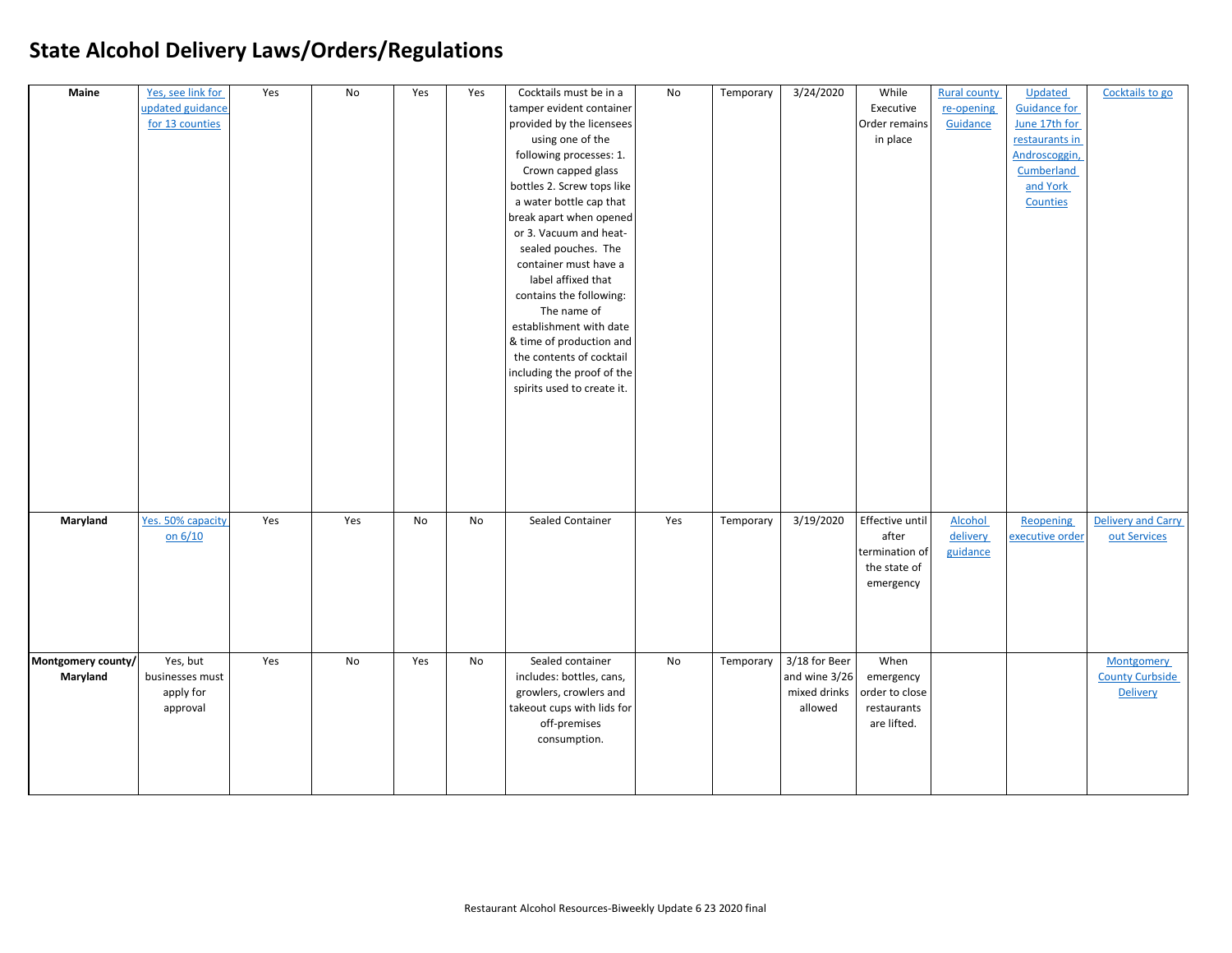# State Alcohol Delivery Laws/Orders/Regulations

| | | | | | | | | | | | | | |
|---|---|---|---|---|---|---|---|---|---|---|---|---|---|
| **Maine** | Yes, see link for updated guidance for 13 counties | Yes | No | Yes | Yes | Cocktails must be in a tamper evident container provided by the licensees using one of the following processes: 1. Crown capped glass bottles 2. Screw tops like a water bottle cap that break apart when opened or 3. Vacuum and heat-sealed pouches. The container must have a label affixed that contains the following: The name of establishment with date & time of production and the contents of cocktail including the proof of the spirits used to create it. | No | Temporary | 3/24/2020 | While Executive Order remains in place | Rural county re-opening Guidance | Updated Guidance for June 17th for restaurants in Androscoggin, Cumberland and York Counties | Cocktails to go |
| **Maryland** | Yes. 50% capacity on 6/10 | Yes | Yes | No | No | Sealed Container | Yes | Temporary | 3/19/2020 | Effective until after termination of the state of emergency | Alcohol delivery guidance | Reopening executive order | Delivery and Carry out Services |
| **Montgomery county/ Maryland** | Yes, but businesses must apply for approval | Yes | No | Yes | No | Sealed container includes: bottles, cans, growlers, crowlers and takeout cups with lids for off-premises consumption. | No | Temporary | 3/18 for Beer and wine 3/26 mixed drinks allowed | When emergency order to close restaurants are lifted. | | | Montgomery County Curbside Delivery |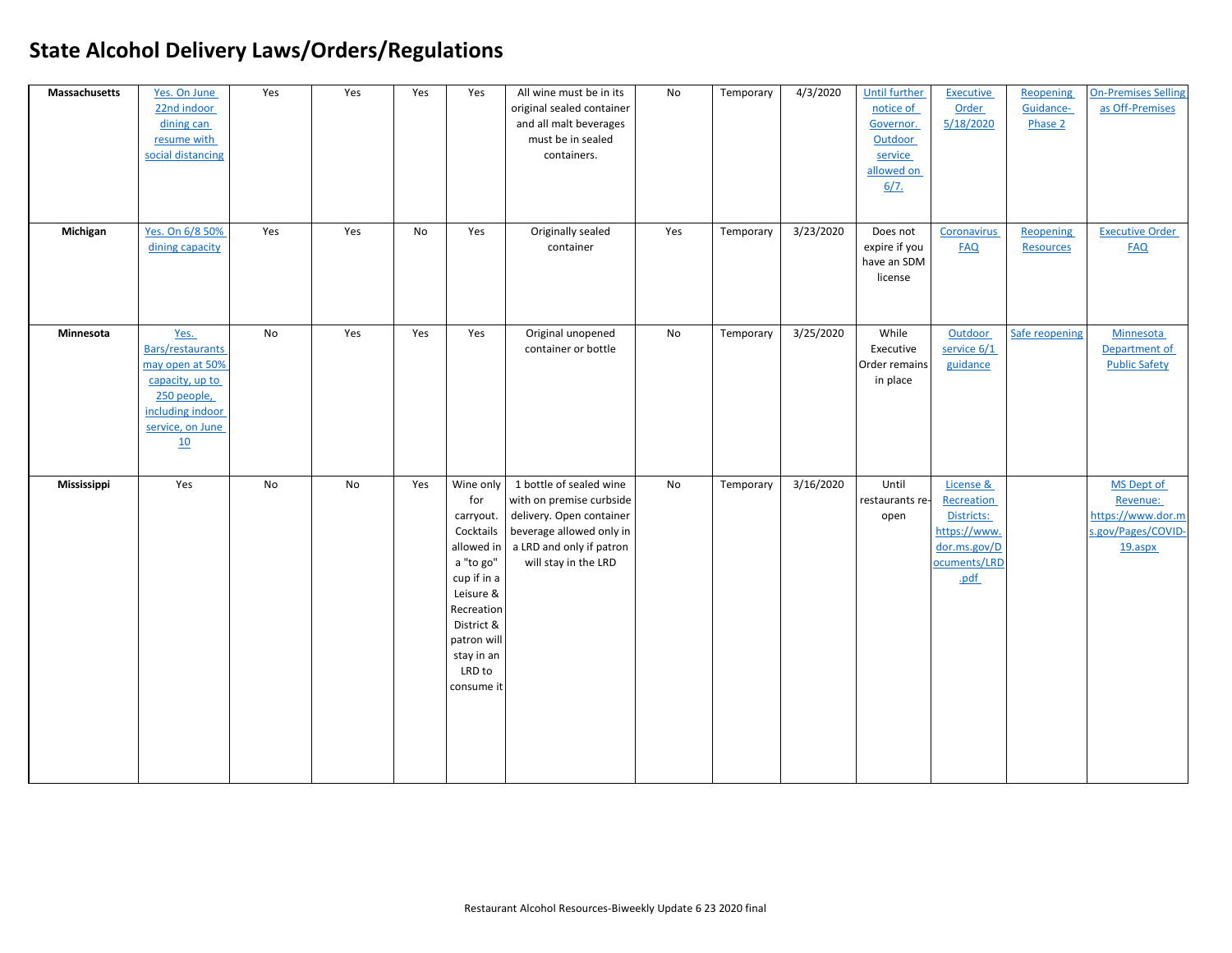# State Alcohol Delivery Laws/Orders/Regulations

| | | | | | | | | | | | | | |
|---|---|---|---|---|---|---|---|---|---|---|---|---|---|
| **Massachusetts** | Yes. On June 22nd indoor dining can resume with social distancing | Yes | Yes | Yes | Yes | All wine must be in its original sealed container and all malt beverages must be in sealed containers. | No | Temporary | 4/3/2020 | Until further notice of Governor. Outdoor service allowed on 6/7. | Executive Order 5/18/2020 | Reopening Guidance- Phase 2 | On-Premises Selling as Off-Premises |
| **Michigan** | Yes. On 6/8 50% dining capacity | Yes | Yes | No | Yes | Originally sealed container | Yes | Temporary | 3/23/2020 | Does not expire if you have an SDM license | Coronavirus FAQ | Reopening Resources | Executive Order FAQ |
| **Minnesota** | Yes. Bars/restaurants may open at 50% capacity, up to 250 people, including indoor service, on June 10 | No | Yes | Yes | Yes | Original unopened container or bottle | No | Temporary | 3/25/2020 | While Executive Order remains in place | Outdoor service 6/1 guidance | Safe reopening | Minnesota Department of Public Safety |
| **Mississippi** | Yes | No | No | Yes | Wine only for carryout. Cocktails allowed in a "to go" cup if in a Leisure & Recreation District & patron will stay in an LRD to consume it | 1 bottle of sealed wine with on premise curbside delivery. Open container beverage allowed only in a LRD and only if patron will stay in the LRD | No | Temporary | 3/16/2020 | Until restaurants re-open | License & Recreation Districts: https://www.dor.ms.gov/Documents/LRD.pdf | | MS Dept of Revenue: https://www.dor.ms.gov/Pages/COVID-19.aspx |

Restaurant Alcohol Resources-Biweekly Update 6 23 2020 final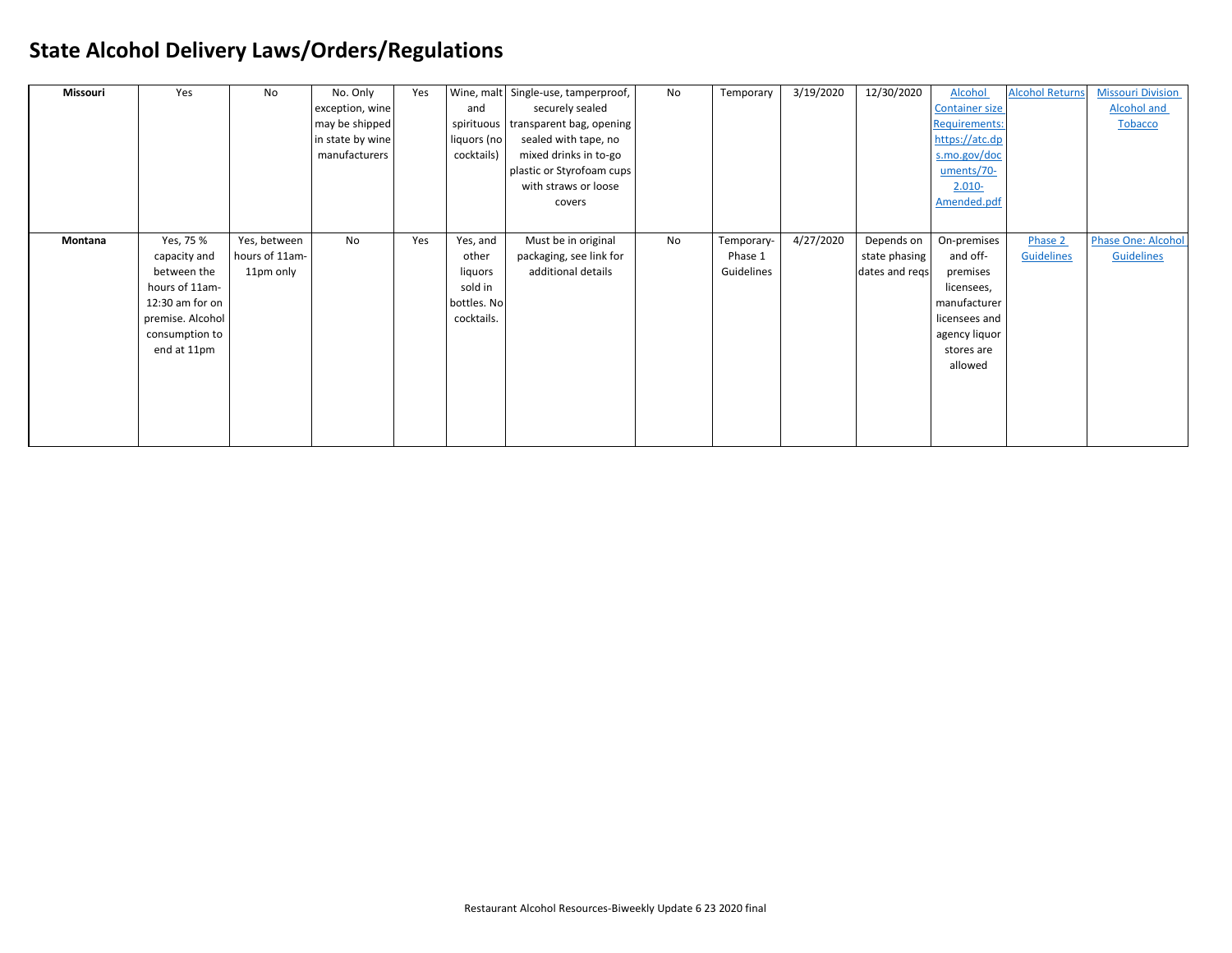# State Alcohol Delivery Laws/Orders/Regulations

| | | | | | | | | | | | | | |
|---|---|---|---|---|---|---|---|---|---|---|---|---|---|
| **Missouri** | Yes | No | No. Only exception, wine may be shipped in state by wine manufacturers | Yes | Wine, malt and spirituous liquors (no cocktails) | Single-use, tamperproof, securely sealed transparent bag, opening sealed with tape, no mixed drinks in to-go plastic or Styrofoam cups with straws or loose covers | No | Temporary | 3/19/2020 | 12/30/2020 | Alcohol Container size Requirements: https://atc.dps.mo.gov/documents/70-2.010-Amended.pdf | Alcohol Returns | Missouri Division Alcohol and Tobacco |
| **Montana** | Yes, 75 % capacity and between the hours of 11am-12:30 am for on premise. Alcohol consumption to end at 11pm | Yes, between hours of 11am-11pm only | No | Yes | Yes, and other liquors sold in bottles. No cocktails. | Must be in original packaging, see link for additional details | No | Temporary- Phase 1 Guidelines | 4/27/2020 | Depends on state phasing dates and reqs | On-premises and off-premises licensees, manufacturer licensees and agency liquor stores are allowed | Phase 2 Guidelines | Phase One: Alcohol Guidelines |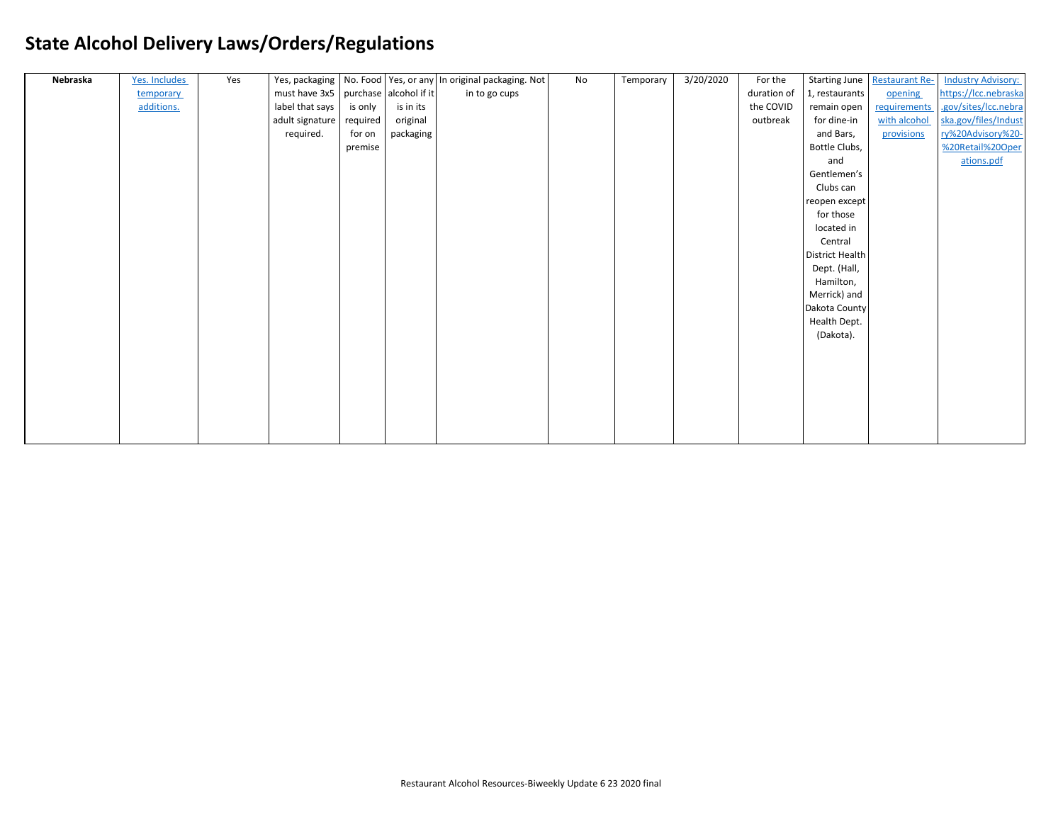# State Alcohol Delivery Laws/Orders/Regulations

| | | | | | | | | | | | | | |
|---|---|---|---|---|---|---|---|---|---|---|---|---|---|
| **Nebraska** | Yes. Includes temporary additions. | Yes | Yes, packaging must have 3x5 label that says adult signature required. | No. Food purchase is only required for on premise | Yes, or any alcohol if it is in its original packaging | In original packaging. Not in to go cups | No | Temporary | 3/20/2020 | For the duration of the COVID outbreak | Starting June 1, restaurants remain open for dine-in and Bars, Bottle Clubs, and Gentlemen's Clubs can reopen except for those located in Central District Health Dept. (Hall, Hamilton, Merrick) and Dakota County Health Dept. (Dakota). | Restaurant Re-opening requirements with alcohol provisions | Industry Advisory: https://lcc.nebraska.gov/sites/lcc.nebraska.gov/files/Industry%20Advisory%20-%20Retail%20Operations.pdf |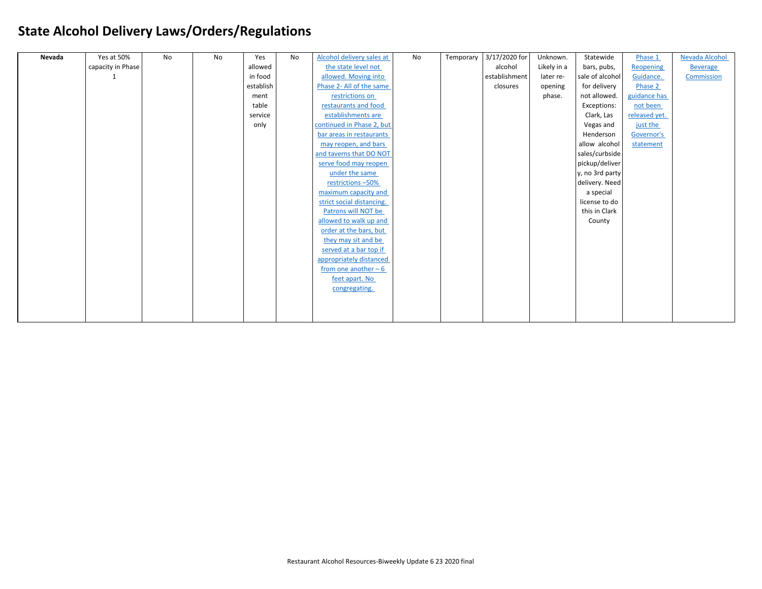# State Alcohol Delivery Laws/Orders/Regulations

| | | | | | | | | | | | | | |
|---|---|---|---|---|---|---|---|---|---|---|---|---|---|
| **Nevada** | Yes at 50% capacity in Phase 1 | No | No | Yes allowed in food establishment table service only | No | Alcohol delivery sales at the state level not allowed. Moving into Phase 2- All of the same restrictions on restaurants and food establishments are continued in Phase 2, but bar areas in restaurants may reopen, and bars and taverns that DO NOT serve food may reopen under the same restrictions –50% maximum capacity and strict social distancing. Patrons will NOT be allowed to walk up and order at the bars, but they may sit and be served at a bar top if appropriately distanced from one another – 6 feet apart. No congregating. | No | Temporary | 3/17/2020 for alcohol establishment closures | Unknown. Likely in a later re-opening phase. | Statewide bars, pubs, sale of alcohol for delivery not allowed. Exceptions: Clark, Las Vegas and Henderson allow alcohol sales/curbside pickup/delivery, no 3rd party delivery. Need a special license to do this in Clark County | Phase 1 Reopening Guidance. Phase 2 guidance has not been released yet. just the Governor's statement | Nevada Alcohol Beverage Commission |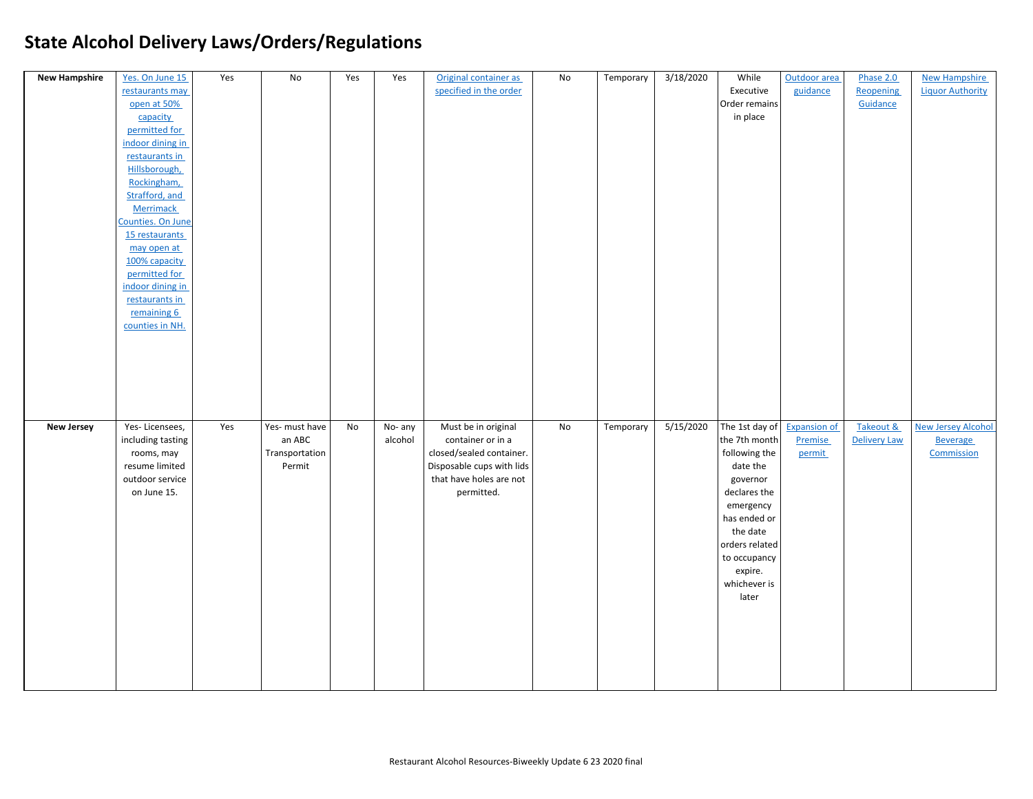# State Alcohol Delivery Laws/Orders/Regulations

| | | | | | | | | | | | | | |
|---|---|---|---|---|---|---|---|---|---|---|---|---|---|
| **New Hampshire** | Yes. On June 15 restaurants may open at 50% capacity permitted for indoor dining in restaurants in Hillsborough, Rockingham, Strafford, and Merrimack Counties. On June 15 restaurants may open at 100% capacity permitted for indoor dining in restaurants in remaining 6 counties in NH. | Yes | No | Yes | Yes | Original container as specified in the order | No | Temporary | 3/18/2020 | While Executive Order remains in place | Outdoor area guidance | Phase 2.0 Reopening Guidance | New Hampshire Liquor Authority |
| **New Jersey** | Yes- Licensees, including tasting rooms, may resume limited outdoor service on June 15. | Yes | Yes- must have an ABC Transportation Permit | No | No- any alcohol | Must be in original container or in a closed/sealed container. Disposable cups with lids that have holes are not permitted. | No | Temporary | 5/15/2020 | The 1st day of the 7th month following the date the governor declares the emergency has ended or the date orders related to occupancy expire. whichever is later | Expansion of Premise permit | Takeout & Delivery Law | New Jersey Alcohol Beverage Commission |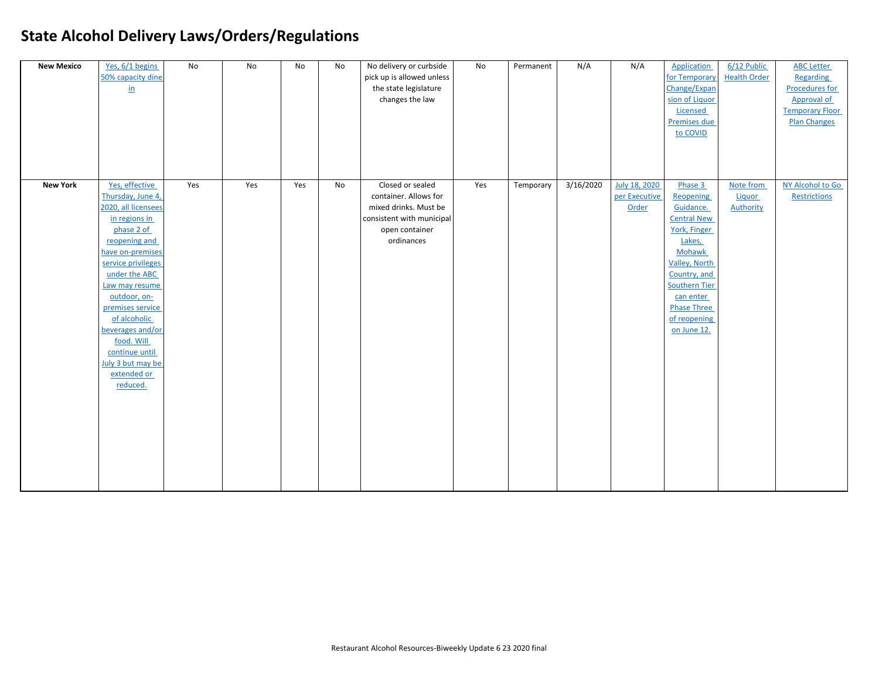# State Alcohol Delivery Laws/Orders/Regulations

| | | | | | | | | | | | | | |
|---|---|---|---|---|---|---|---|---|---|---|---|---|---|
| **New Mexico** | Yes, 6/1 begins 50% capacity dine in | No | No | No | No | No delivery or curbside pick up is allowed unless the state legislature changes the law | No | Permanent | N/A | N/A | Application for Temporary Change/Expansion of Liquor Licensed Premises due to COVID | 6/12 Public Health Order | ABC Letter Regarding Procedures for Approval of Temporary Floor Plan Changes |
| **New York** | Yes, effective Thursday, June 4, 2020, all licensees in regions in phase 2 of reopening and have on-premises service privileges under the ABC Law may resume outdoor, on-premises service of alcoholic beverages and/or food. Will continue until July 3 but may be extended or reduced. | Yes | Yes | Yes | No | Closed or sealed container. Allows for mixed drinks. Must be consistent with municipal open container ordinances | Yes | Temporary | 3/16/2020 | July 18, 2020 per Executive Order | Phase 3 Reopening Guidance. Central New York, Finger Lakes, Mohawk Valley, North Country, and Southern Tier can enter Phase Three of reopening on June 12. | Note from Liquor Authority | NY Alcohol to Go Restrictions |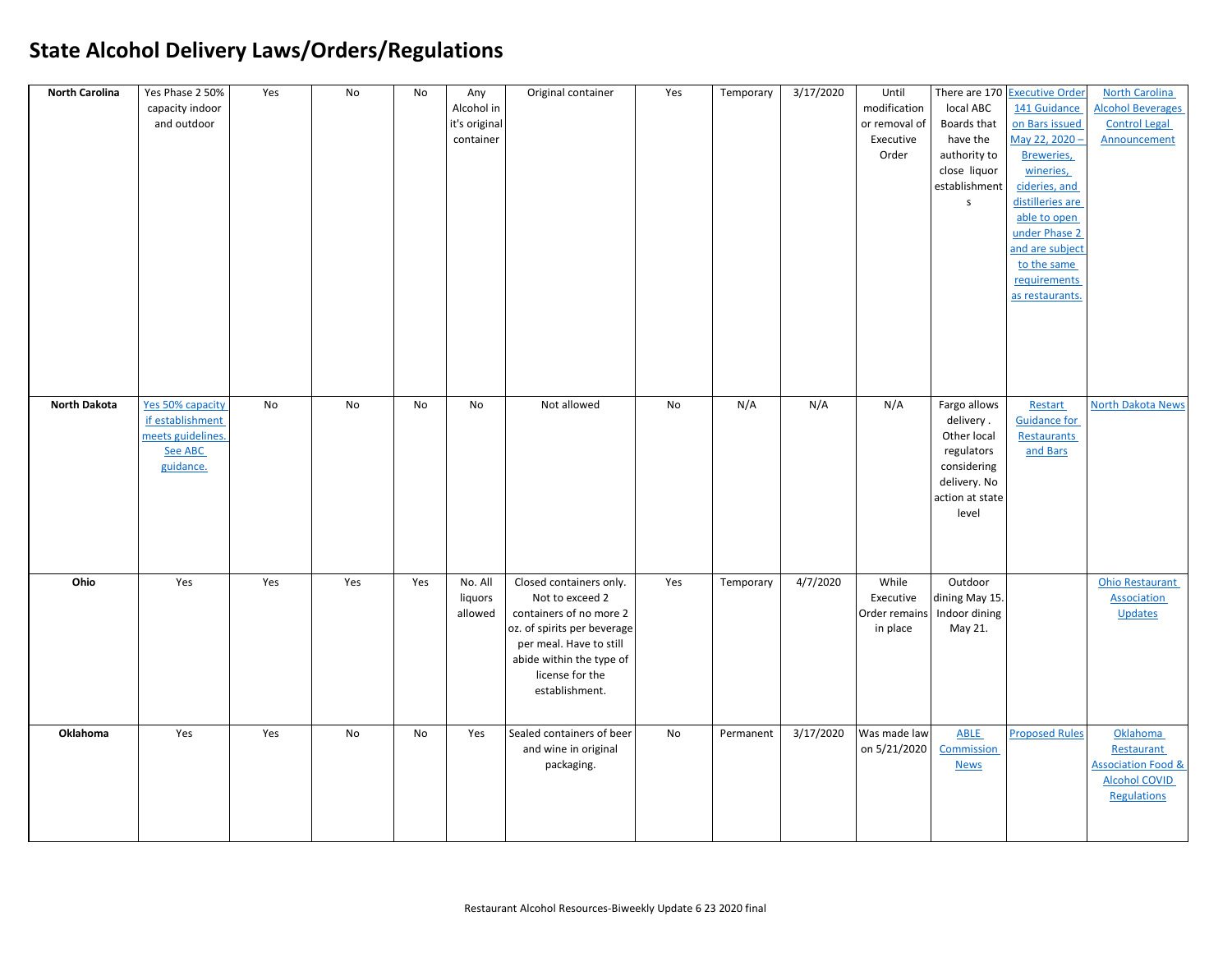# State Alcohol Delivery Laws/Orders/Regulations

| | | | | | | | | | | | | | |
|---|---|---|---|---|---|---|---|---|---|---|---|---|---|
| **North Carolina** | Yes Phase 2 50% capacity indoor and outdoor | Yes | No | No | Any Alcohol in it's original container | Original container | Yes | Temporary | 3/17/2020 | Until modification or removal of Executive Order | There are 170 local ABC Boards that have the authority to close liquor establishments | Executive Order 141 Guidance on Bars issued May 22, 2020 – Breweries, wineries, cideries, and distilleries are able to open under Phase 2 and are subject to the same requirements as restaurants. | North Carolina Alcohol Beverages Control Legal Announcement |
| **North Dakota** | Yes 50% capacity if establishment meets guidelines. See ABC guidance. | No | No | No | No | Not allowed | No | N/A | N/A | N/A | Fargo allows delivery . Other local regulators considering delivery. No action at state level | Restart Guidance for Restaurants and Bars | North Dakota News |
| **Ohio** | Yes | Yes | Yes | Yes | No. All liquors allowed | Closed containers only. Not to exceed 2 containers of no more 2 oz. of spirits per beverage per meal. Have to still abide within the type of license for the establishment. | Yes | Temporary | 4/7/2020 | While Executive Order remains in place | Outdoor dining May 15. Indoor dining May 21. | | Ohio Restaurant Association Updates |
| **Oklahoma** | Yes | Yes | No | No | Yes | Sealed containers of beer and wine in original packaging. | No | Permanent | 3/17/2020 | Was made law on 5/21/2020 | ABLE Commission News | Proposed Rules | Oklahoma Restaurant Association Food & Alcohol COVID Regulations |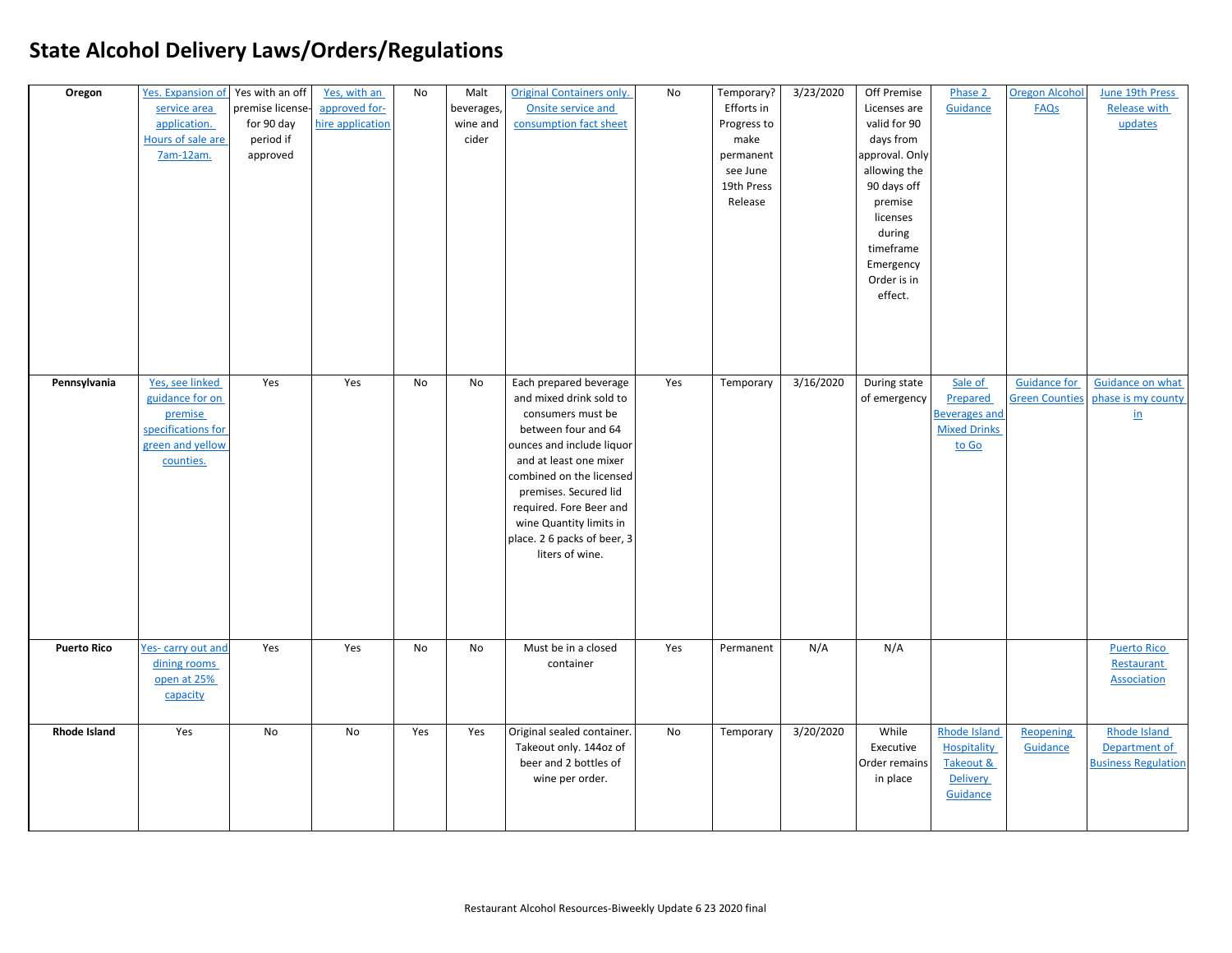# State Alcohol Delivery Laws/Orders/Regulations

| | | | | | | | | | | | | | |
|---|---|---|---|---|---|---|---|---|---|---|---|---|---|
| **Oregon** | Yes. Expansion of service area application. Hours of sale are 7am-12am. | Yes with an off premise license-for 90 day period if approved | Yes, with an approved for-hire application | No | Malt beverages, wine and cider | Original Containers only. Onsite service and consumption fact sheet | No | Temporary? Efforts in Progress to make permanent see June 19th Press Release | 3/23/2020 | Off Premise Licenses are valid for 90 days from approval. Only allowing the 90 days off premise licenses during timeframe Emergency Order is in effect. | Phase 2 Guidance | Oregon Alcohol FAQs | June 19th Press Release with updates |
| **Pennsylvania** | Yes, see linked guidance for on premise specifications for green and yellow counties. | Yes | Yes | No | No | Each prepared beverage and mixed drink sold to consumers must be between four and 64 ounces and include liquor and at least one mixer combined on the licensed premises. Secured lid required. Fore Beer and wine Quantity limits in place. 2 6 packs of beer, 3 liters of wine. | Yes | Temporary | 3/16/2020 | During state of emergency | Sale of Prepared Beverages and Mixed Drinks to Go | Guidance for Green Counties | Guidance on what phase is my county in |
| **Puerto Rico** | Yes- carry out and dining rooms open at 25% capacity | Yes | Yes | No | No | Must be in a closed container | Yes | Permanent | N/A | N/A | | | Puerto Rico Restaurant Association |
| **Rhode Island** | Yes | No | No | Yes | Yes | Original sealed container. Takeout only. 144oz of beer and 2 bottles of wine per order. | No | Temporary | 3/20/2020 | While Executive Order remains in place | Rhode Island Hospitality Takeout & Delivery Guidance | Reopening Guidance | Rhode Island Department of Business Regulation |

Restaurant Alcohol Resources-Biweekly Update 6 23 2020 final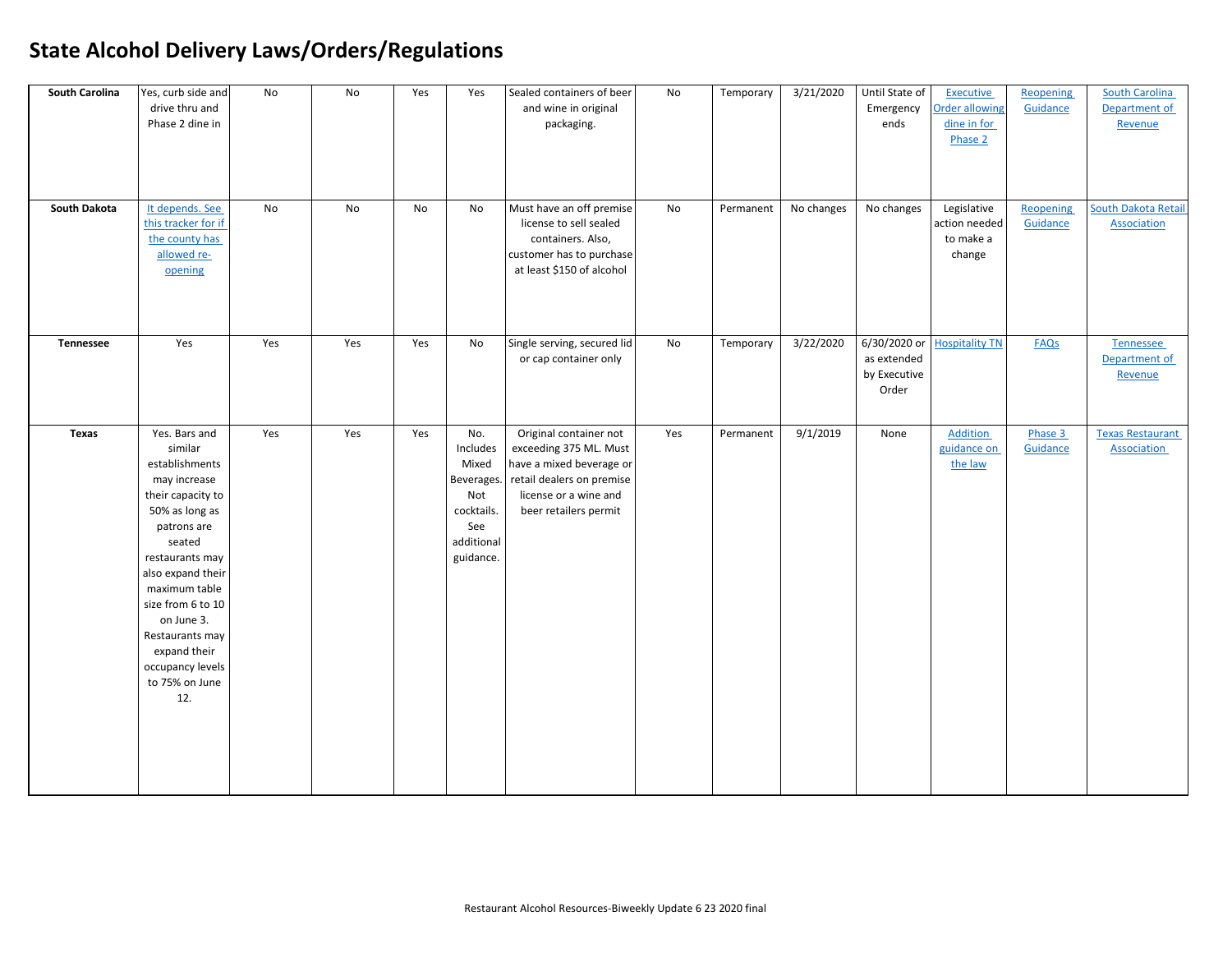# State Alcohol Delivery Laws/Orders/Regulations

| | | | | | | | | | | | | | |
|---|---|---|---|---|---|---|---|---|---|---|---|---|---|
| **South Carolina** | Yes, curb side and drive thru and Phase 2 dine in | No | No | Yes | Yes | Sealed containers of beer and wine in original packaging. | No | Temporary | 3/21/2020 | Until State of Emergency ends | Executive Order allowing dine in for Phase 2 | Reopening Guidance | South Carolina Department of Revenue |
| **South Dakota** | It depends. See this tracker for if the county has allowed re-opening | No | No | No | No | Must have an off premise license to sell sealed containers. Also, customer has to purchase at least $150 of alcohol | No | Permanent | No changes | No changes | Legislative action needed to make a change | Reopening Guidance | South Dakota Retail Association |
| **Tennessee** | Yes | Yes | Yes | Yes | No | Single serving, secured lid or cap container only | No | Temporary | 3/22/2020 | 6/30/2020 or as extended by Executive Order | Hospitality TN | FAQs | Tennessee Department of Revenue |
| **Texas** | Yes. Bars and similar establishments may increase their capacity to 50% as long as patrons are seated restaurants may also expand their maximum table size from 6 to 10 on June 3. Restaurants may expand their occupancy levels to 75% on June 12. | Yes | Yes | Yes | No. Includes Mixed Beverages. Not cocktails. See additional guidance. | Original container not exceeding 375 ML. Must have a mixed beverage or retail dealers on premise license or a wine and beer retailers permit | Yes | Permanent | 9/1/2019 | None | Addition guidance on the law | Phase 3 Guidance | Texas Restaurant Association |

Restaurant Alcohol Resources-Biweekly Update 6 23 2020 final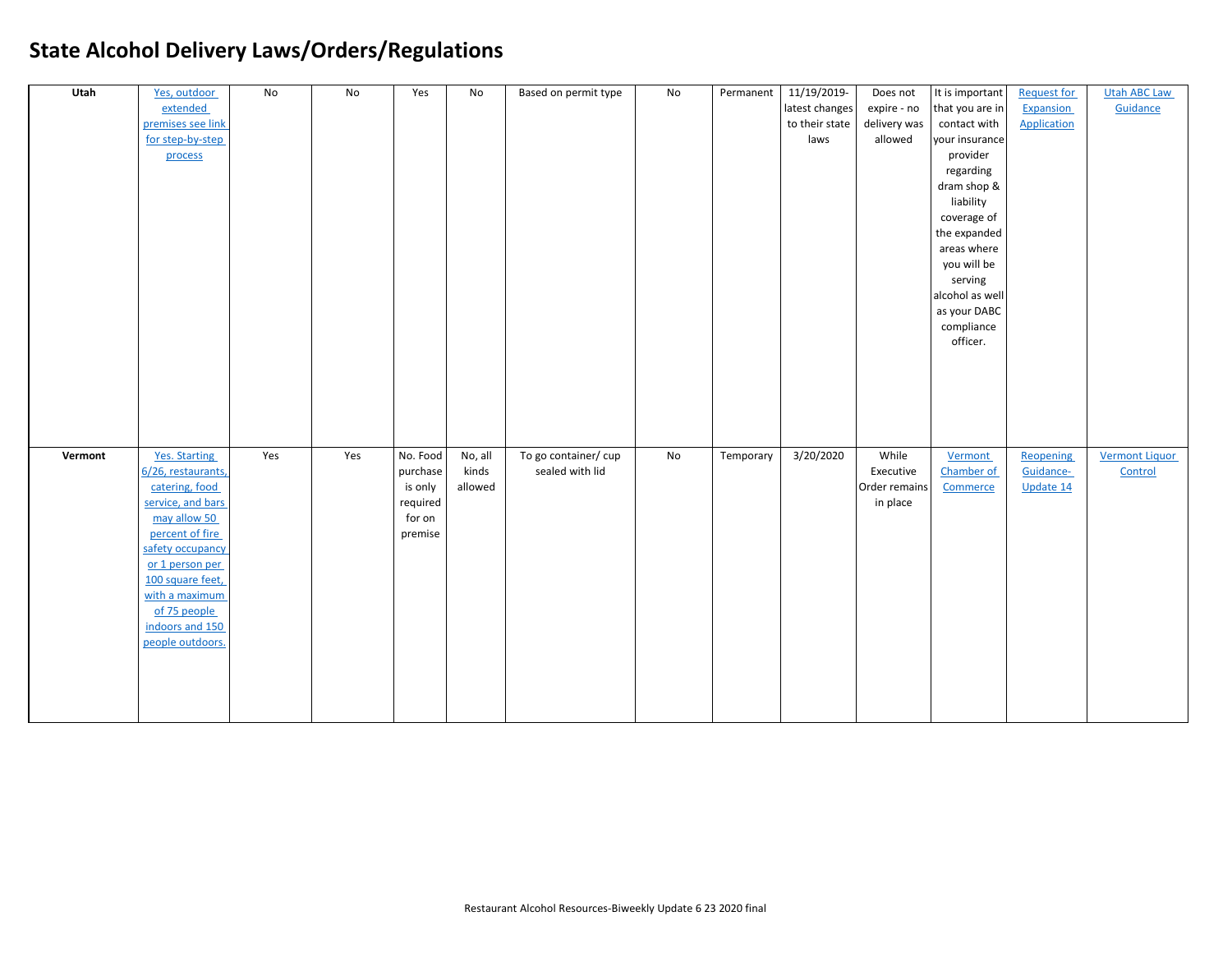# State Alcohol Delivery Laws/Orders/Regulations

| | | | | | | | | | | | | | |
|---|---|---|---|---|---|---|---|---|---|---|---|---|---|
| **Utah** | Yes, outdoor extended premises see link for step-by-step process | No | No | Yes | No | Based on permit type | No | Permanent | 11/19/2019- latest changes to their state laws | Does not expire - no delivery was allowed | It is important that you are in contact with your insurance provider regarding dram shop & liability coverage of the expanded areas where you will be serving alcohol as well as your DABC compliance officer. | Request for Expansion Application | Utah ABC Law Guidance |
| **Vermont** | Yes. Starting 6/26, restaurants, catering, food service, and bars may allow 50 percent of fire safety occupancy or 1 person per 100 square feet, with a maximum of 75 people indoors and 150 people outdoors. | Yes | Yes | No. Food purchase is only required for on premise | No, all kinds allowed | To go container/ cup sealed with lid | No | Temporary | 3/20/2020 | While Executive Order remains in place | Vermont Chamber of Commerce | Reopening Guidance- Update 14 | Vermont Liquor Control |

Restaurant Alcohol Resources-Biweekly Update 6 23 2020 final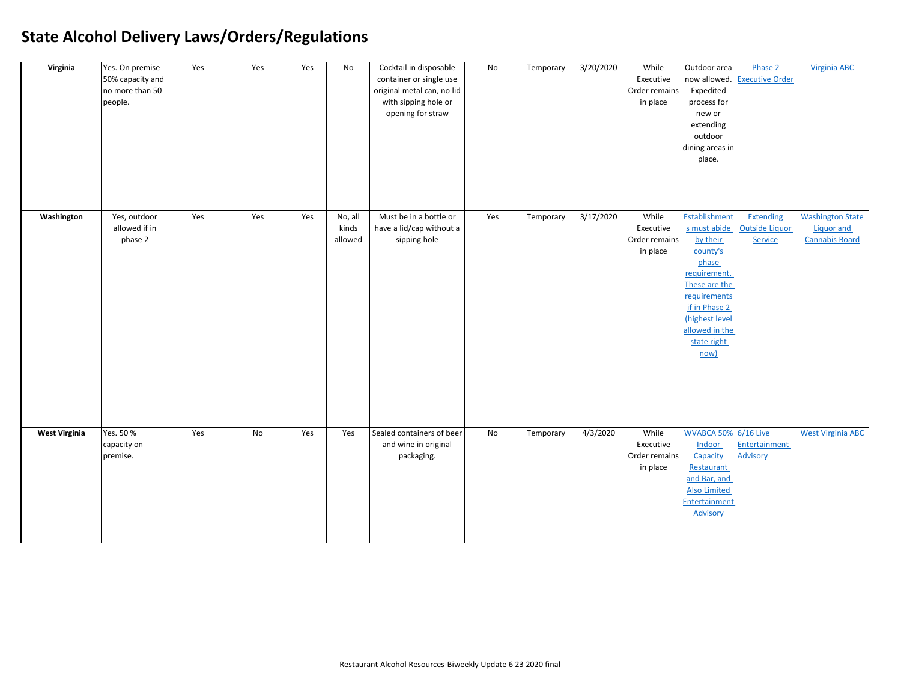# State Alcohol Delivery Laws/Orders/Regulations

| | | | | | | | | | | | | | |
|---|---|---|---|---|---|---|---|---|---|---|---|---|---|
| **Virginia** | Yes. On premise 50% capacity and no more than 50 people. | Yes | Yes | Yes | No | Cocktail in disposable container or single use original metal can, no lid with sipping hole or opening for straw | No | Temporary | 3/20/2020 | While Executive Order remains in place | Outdoor area now allowed. Expedited process for new or extending outdoor dining areas in place. | Phase 2 Executive Order | Virginia ABC |
| **Washington** | Yes, outdoor allowed if in phase 2 | Yes | Yes | Yes | No, all kinds allowed | Must be in a bottle or have a lid/cap without a sipping hole | Yes | Temporary | 3/17/2020 | While Executive Order remains in place | Establishments must abide by their county's phase requirement. These are the requirements if in Phase 2 (highest level allowed in the state right now) | Extending Outside Liquor Service | Washington State Liquor and Cannabis Board |
| **West Virginia** | Yes. 50 % capacity on premise. | Yes | No | Yes | Yes | Sealed containers of beer and wine in original packaging. | No | Temporary | 4/3/2020 | While Executive Order remains in place | WVABCA 50% Indoor Capacity Restaurant and Bar, and Also Limited Entertainment Advisory | 6/16 Live Entertainment Advisory | West Virginia ABC |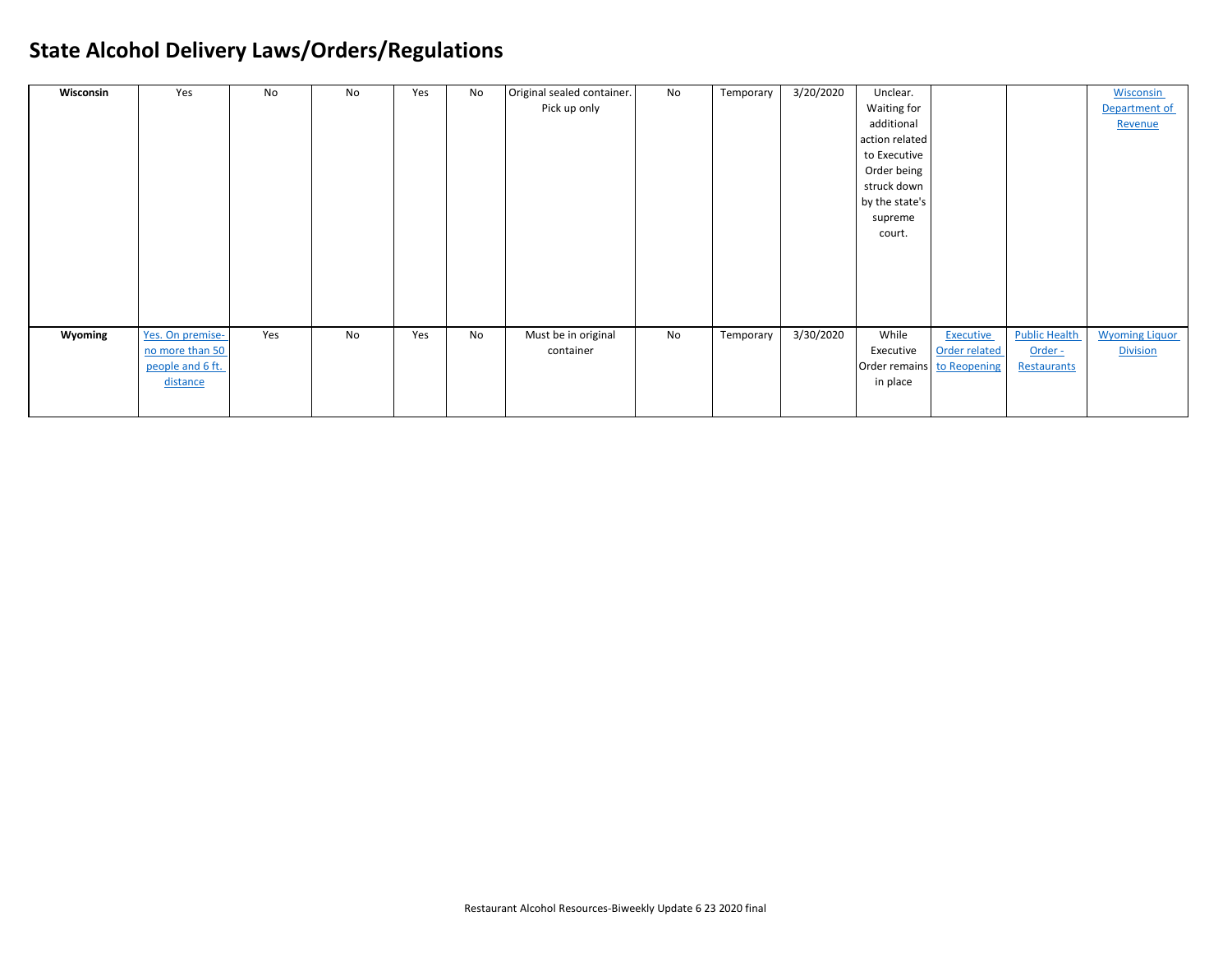# State Alcohol Delivery Laws/Orders/Regulations

| | | | | | | | | | | | | | |
|---|---|---|---|---|---|---|---|---|---|---|---|---|---|
| **Wisconsin** | Yes | No | No | Yes | No | Original sealed container. Pick up only | No | Temporary | 3/20/2020 | Unclear. Waiting for additional action related to Executive Order being struck down by the state's supreme court. | | | Wisconsin Department of Revenue |
| **Wyoming** | Yes. On premise- no more than 50 people and 6 ft. distance | Yes | No | Yes | No | Must be in original container | No | Temporary | 3/30/2020 | While Executive Order remains in place | Executive Order related to Reopening | Public Health Order - Restaurants | Wyoming Liquor Division |

Restaurant Alcohol Resources-Biweekly Update 6 23 2020 final